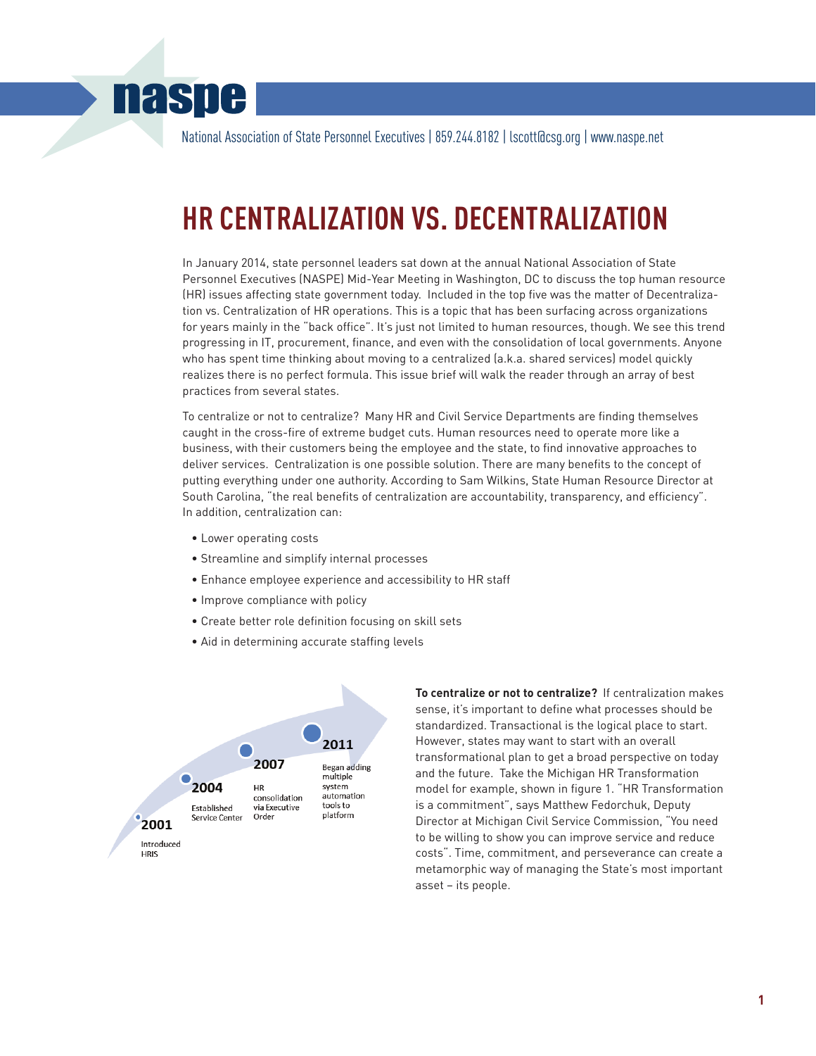# HR CENTRALIZATION VS. DECENTRALIZATION

In January 2014, state personnel leaders sat down at the annual National Association of State Personnel Executives (NASPE) Mid-Year Meeting in Washington, DC to discuss the top human resource (HR) issues affecting state government today. Included in the top five was the matter of Decentralization vs. Centralization of HR operations. This is a topic that has been surfacing across organizations for years mainly in the "back office". It's just not limited to human resources, though. We see this trend progressing in IT, procurement, finance, and even with the consolidation of local governments. Anyone who has spent time thinking about moving to a centralized (a.k.a. shared services) model quickly realizes there is no perfect formula. This issue brief will walk the reader through an array of best practices from several states.

To centralize or not to centralize? Many HR and Civil Service Departments are finding themselves caught in the cross-fire of extreme budget cuts. Human resources need to operate more like a business, with their customers being the employee and the state, to find innovative approaches to deliver services. Centralization is one possible solution. There are many benefits to the concept of putting everything under one authority. According to Sam Wilkins, State Human Resource Director at South Carolina, "the real benefits of centralization are accountability, transparency, and efficiency". In addition, centralization can:

- Lower operating costs
- Streamline and simplify internal processes
- Enhance employee experience and accessibility to HR staff
- Improve compliance with policy
- Create better role definition focusing on skill sets
- Aid in determining accurate staffing levels

**2001** Introduced HRIS

**2004** Established Service Center

**2007** HR consolidation via Executive Order

**2011** Began adding multiple system automation tools to platform

**To centralize or not to centralize?** If centralization makes sense, it's important to define what processes should be standardized. Transactional is the logical place to start. However, states may want to start with an overall transformational plan to get a broad perspective on today and the future. Take the Michigan HR Transformation model for example, shown in figure 1. "HR Transformation is a commitment", says Matthew Fedorchuk, Deputy Director at Michigan Civil Service Commission, "You need to be willing to show you can improve service and reduce costs". Time, commitment, and perseverance can create a metamorphic way of managing the State's most important asset – its people.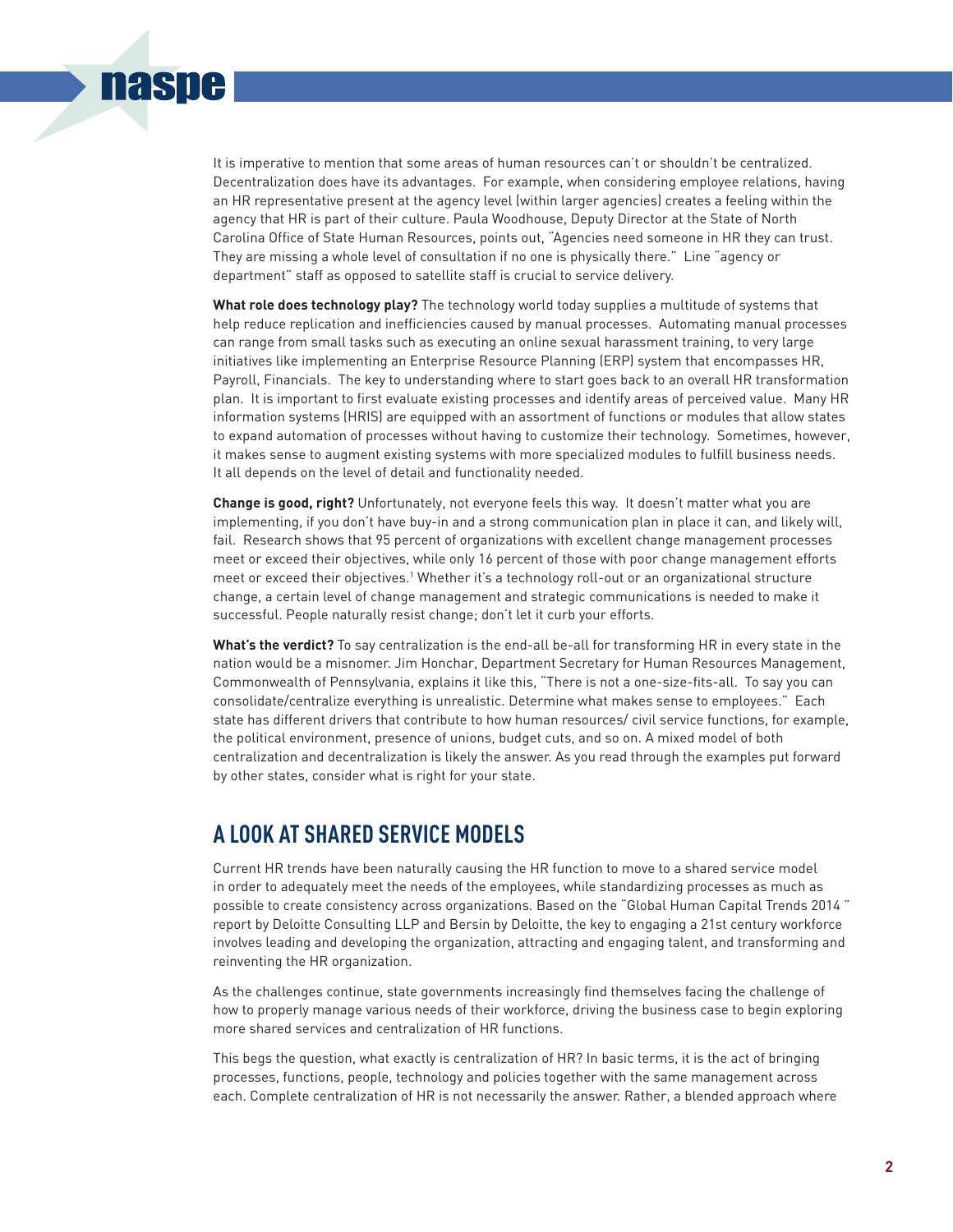It is imperative to mention that some areas of human resources can't or shouldn't be centralized. Decentralization does have its advantages. For example, when considering employee relations, having an HR representative present at the agency level (within larger agencies) creates a feeling within the agency that HR is part of their culture. Paula Woodhouse, Deputy Director at the State of North Carolina Office of State Human Resources, points out, "Agencies need someone in HR they can trust. They are missing a whole level of consultation if no one is physically there." Line "agency or department" staff as opposed to satellite staff is crucial to service delivery.

**What role does technology play?** The technology world today supplies a multitude of systems that help reduce replication and inefficiencies caused by manual processes. Automating manual processes can range from small tasks such as executing an online sexual harassment training, to very large initiatives like implementing an Enterprise Resource Planning (ERP) system that encompasses HR, Payroll, Financials. The key to understanding where to start goes back to an overall HR transformation plan. It is important to first evaluate existing processes and identify areas of perceived value. Many HR information systems (HRIS) are equipped with an assortment of functions or modules that allow states to expand automation of processes without having to customize their technology. Sometimes, however, it makes sense to augment existing systems with more specialized modules to fulfill business needs. It all depends on the level of detail and functionality needed.

**Change is good, right?** Unfortunately, not everyone feels this way. It doesn't matter what you are implementing, if you don't have buy-in and a strong communication plan in place it can, and likely will, fail. Research shows that 95 percent of organizations with excellent change management processes meet or exceed their objectives, while only 16 percent of those with poor change management efforts meet or exceed their objectives.[1] Whether it's a technology roll-out or an organizational structure change, a certain level of change management and strategic communications is needed to make it successful. People naturally resist change; don't let it curb your efforts.

**What's the verdict?** To say centralization is the end-all be-all for transforming HR in every state in the nation would be a misnomer. Jim Honchar, Department Secretary for Human Resources Management, Commonwealth of Pennsylvania, explains it like this, "There is not a one-size-fits-all. To say you can consolidate/centralize everything is unrealistic. Determine what makes sense to employees." Each state has different drivers that contribute to how human resources/ civil service functions, for example, the political environment, presence of unions, budget cuts, and so on. A mixed model of both centralization and decentralization is likely the answer. As you read through the examples put forward by other states, consider what is right for your state.

## A LOOK AT SHARED SERVICE MODELS

Current HR trends have been naturally causing the HR function to move to a shared service model in order to adequately meet the needs of the employees, while standardizing processes as much as possible to create consistency across organizations. Based on the "Global Human Capital Trends 2014" report by Deloitte Consulting LLP and Bersin by Deloitte, the key to engaging a 21st century workforce involves leading and developing the organization, attracting and engaging talent, and transforming and reinventing the HR organization.

As the challenges continue, state governments increasingly find themselves facing the challenge of how to properly manage various needs of their workforce, driving the business case to begin exploring more shared services and centralization of HR functions.

This begs the question, what exactly is centralization of HR? In basic terms, it is the act of bringing processes, functions, people, technology and policies together with the same management across each. Complete centralization of HR is not necessarily the answer. Rather, a blended approach where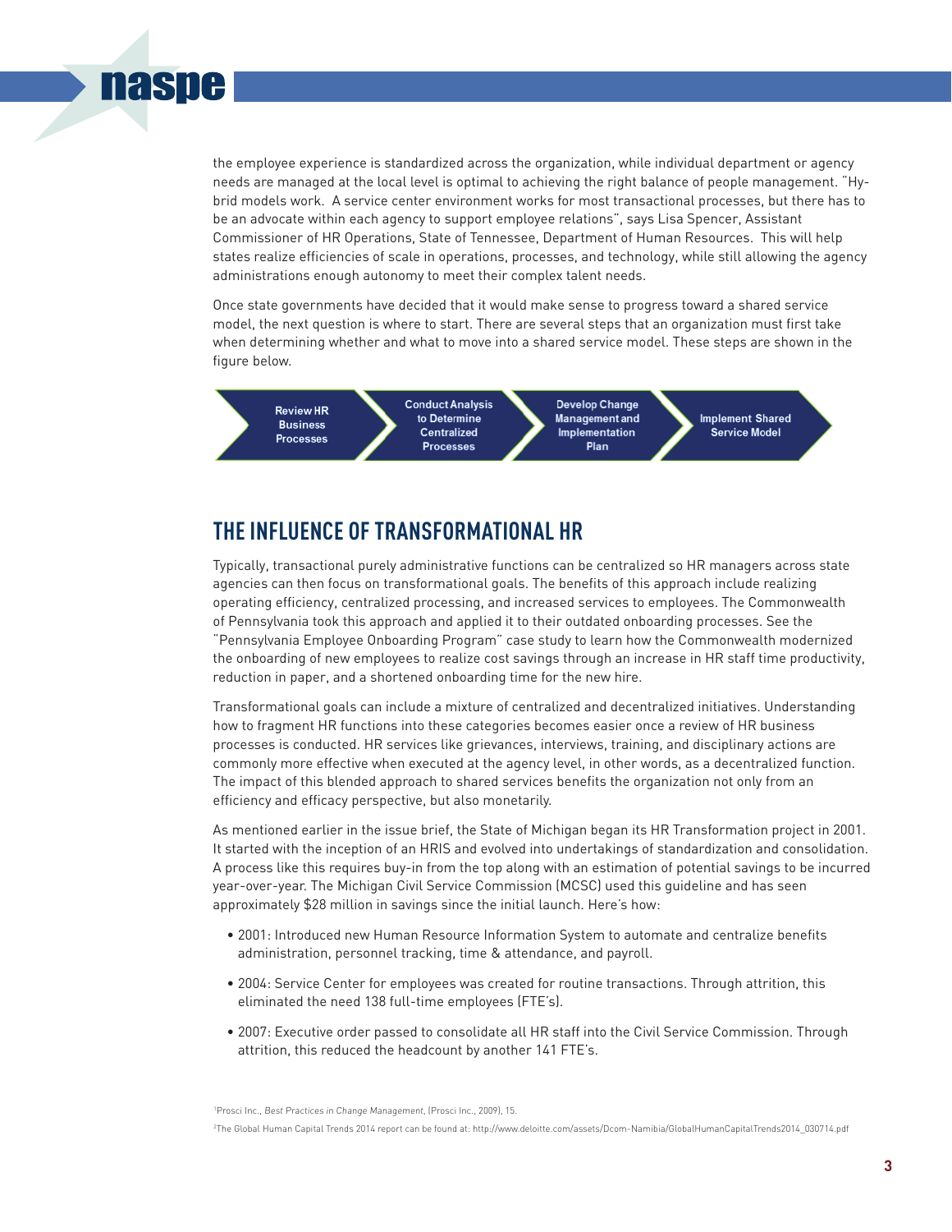the employee experience is standardized across the organization, while individual department or agency needs are managed at the local level is optimal to achieving the right balance of people management. "Hybrid models work. A service center environment works for most transactional processes, but there has to be an advocate within each agency to support employee relations", says Lisa Spencer, Assistant Commissioner of HR Operations, State of Tennessee, Department of Human Resources. This will help states realize efficiencies of scale in operations, processes, and technology, while still allowing the agency administrations enough autonomy to meet their complex talent needs.

Once state governments have decided that it would make sense to progress toward a shared service model, the next question is where to start. There are several steps that an organization must first take when determining whether and what to move into a shared service model. These steps are shown in the figure below.

Review HR Business Processes → Conduct Analysis to Determine Centralized Processes → Develop Change Management and Implementation Plan → Implement Shared Service Model

## THE INFLUENCE OF TRANSFORMATIONAL HR

Typically, transactional purely administrative functions can be centralized so HR managers across state agencies can then focus on transformational goals. The benefits of this approach include realizing operating efficiency, centralized processing, and increased services to employees. The Commonwealth of Pennsylvania took this approach and applied it to their outdated onboarding processes. See the "Pennsylvania Employee Onboarding Program" case study to learn how the Commonwealth modernized the onboarding of new employees to realize cost savings through an increase in HR staff time productivity, reduction in paper, and a shortened onboarding time for the new hire.

Transformational goals can include a mixture of centralized and decentralized initiatives. Understanding how to fragment HR functions into these categories becomes easier once a review of HR business processes is conducted. HR services like grievances, interviews, training, and disciplinary actions are commonly more effective when executed at the agency level, in other words, as a decentralized function. The impact of this blended approach to shared services benefits the organization not only from an efficiency and efficacy perspective, but also monetarily.

As mentioned earlier in the issue brief, the State of Michigan began its HR Transformation project in 2001. It started with the inception of an HRIS and evolved into undertakings of standardization and consolidation. A process like this requires buy-in from the top along with an estimation of potential savings to be incurred year-over-year. The Michigan Civil Service Commission (MCSC) used this guideline and has seen approximately $28 million in savings since the initial launch. Here's how:

- 2001: Introduced new Human Resource Information System to automate and centralize benefits administration, personnel tracking, time & attendance, and payroll.
- 2004: Service Center for employees was created for routine transactions. Through attrition, this eliminated the need 138 full-time employees (FTE's).
- 2007: Executive order passed to consolidate all HR staff into the Civil Service Commission. Through attrition, this reduced the headcount by another 141 FTE's.

[1]Prosci Inc., *Best Practices in Change Management*, (Prosci Inc., 2009), 15.

[2]The Global Human Capital Trends 2014 report can be found at: http://www.deloitte.com/assets/Dcom-Namibia/GlobalHumanCapitalTrends2014_030714.pdf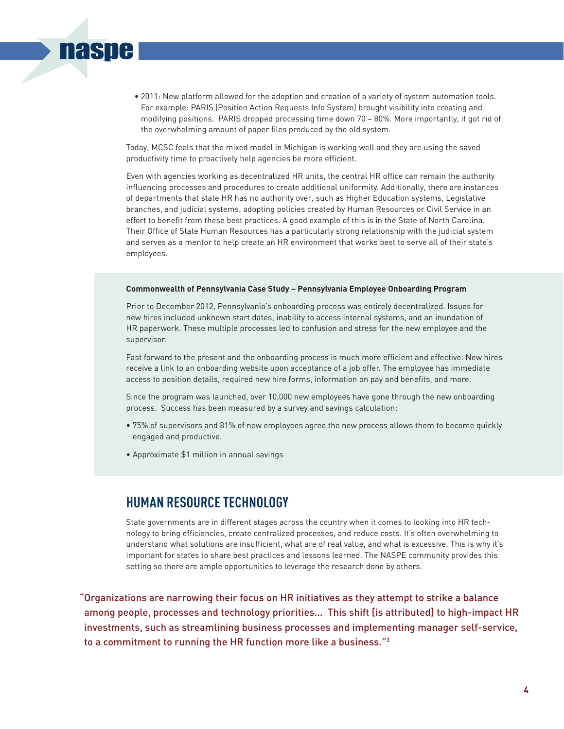- 2011: New platform allowed for the adoption and creation of a variety of system automation tools. For example: PARIS (Position Action Requests Info System) brought visibility into creating and modifying positions. PARIS dropped processing time down 70 – 80%. More importantly, it got rid of the overwhelming amount of paper files produced by the old system.

Today, MCSC feels that the mixed model in Michigan is working well and they are using the saved productivity time to proactively help agencies be more efficient.

Even with agencies working as decentralized HR units, the central HR office can remain the authority influencing processes and procedures to create additional uniformity. Additionally, there are instances of departments that state HR has no authority over, such as Higher Education systems, Legislative branches, and judicial systems, adopting policies created by Human Resources or Civil Service in an effort to benefit from these best practices. A good example of this is in the State of North Carolina. Their Office of State Human Resources has a particularly strong relationship with the judicial system and serves as a mentor to help create an HR environment that works best to serve all of their state's employees.

**Commonwealth of Pennsylvania Case Study – Pennsylvania Employee Onboarding Program**

Prior to December 2012, Pennsylvania's onboarding process was entirely decentralized. Issues for new hires included unknown start dates, inability to access internal systems, and an inundation of HR paperwork. These multiple processes led to confusion and stress for the new employee and the supervisor.

Fast forward to the present and the onboarding process is much more efficient and effective. New hires receive a link to an onboarding website upon acceptance of a job offer. The employee has immediate access to position details, required new hire forms, information on pay and benefits, and more.

Since the program was launched, over 10,000 new employees have gone through the new onboarding process. Success has been measured by a survey and savings calculation:

- 75% of supervisors and 81% of new employees agree the new process allows them to become quickly engaged and productive.
- Approximate $1 million in annual savings

## HUMAN RESOURCE TECHNOLOGY

State governments are in different stages across the country when it comes to looking into HR technology to bring efficiencies, create centralized processes, and reduce costs. It's often overwhelming to understand what solutions are insufficient, what are of real value, and what is excessive. This is why it's important for states to share best practices and lessons learned. The NASPE community provides this setting so there are ample opportunities to leverage the research done by others.

"Organizations are narrowing their focus on HR initiatives as they attempt to strike a balance among people, processes and technology priorities... This shift [is attributed] to high-impact HR investments, such as streamlining business processes and implementing manager self-service, to a commitment to running the HR function more like a business."[3]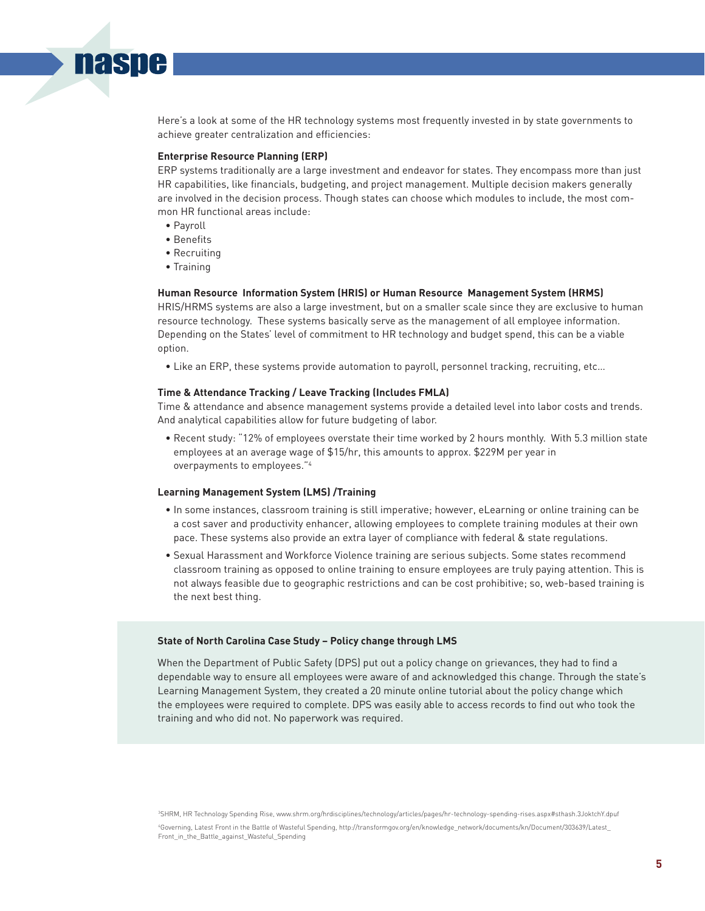Here's a look at some of the HR technology systems most frequently invested in by state governments to achieve greater centralization and efficiencies:

**Enterprise Resource Planning (ERP)**

ERP systems traditionally are a large investment and endeavor for states. They encompass more than just HR capabilities, like financials, budgeting, and project management. Multiple decision makers generally are involved in the decision process. Though states can choose which modules to include, the most common HR functional areas include:

- Payroll
- Benefits
- Recruiting
- Training

**Human Resource Information System (HRIS) or Human Resource Management System (HRMS)**

HRIS/HRMS systems are also a large investment, but on a smaller scale since they are exclusive to human resource technology. These systems basically serve as the management of all employee information. Depending on the States' level of commitment to HR technology and budget spend, this can be a viable option.

- Like an ERP, these systems provide automation to payroll, personnel tracking, recruiting, etc...

**Time & Attendance Tracking / Leave Tracking (Includes FMLA)**

Time & attendance and absence management systems provide a detailed level into labor costs and trends. And analytical capabilities allow for future budgeting of labor.

- Recent study: "12% of employees overstate their time worked by 2 hours monthly. With 5.3 million state employees at an average wage of $15/hr, this amounts to approx. $229M per year in overpayments to employees."[4]

**Learning Management System (LMS) /Training**

- In some instances, classroom training is still imperative; however, eLearning or online training can be a cost saver and productivity enhancer, allowing employees to complete training modules at their own pace. These systems also provide an extra layer of compliance with federal & state regulations.
- Sexual Harassment and Workforce Violence training are serious subjects. Some states recommend classroom training as opposed to online training to ensure employees are truly paying attention. This is not always feasible due to geographic restrictions and can be cost prohibitive; so, web-based training is the next best thing.

**State of North Carolina Case Study – Policy change through LMS**

When the Department of Public Safety (DPS) put out a policy change on grievances, they had to find a dependable way to ensure all employees were aware of and acknowledged this change. Through the state's Learning Management System, they created a 20 minute online tutorial about the policy change which the employees were required to complete. DPS was easily able to access records to find out who took the training and who did not. No paperwork was required.

[3]SHRM, HR Technology Spending Rise, www.shrm.org/hrdisciplines/technology/articles/pages/hr-technology-spending-rises.aspx#sthash.3JoktchY.dpuf

[4]Governing, Latest Front in the Battle of Wasteful Spending, http://transformgov.org/en/knowledge_network/documents/kn/Document/303639/Latest_Front_in_the_Battle_against_Wasteful_Spending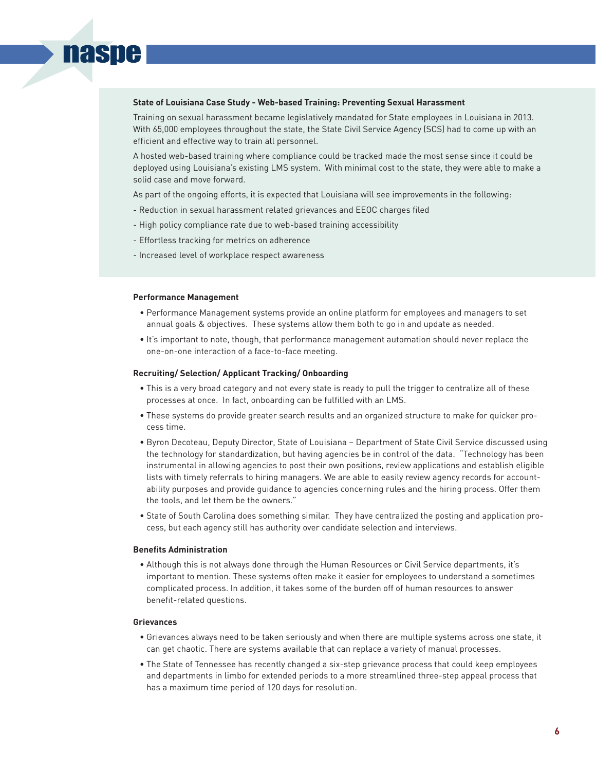**State of Louisiana Case Study - Web-based Training: Preventing Sexual Harassment**

Training on sexual harassment became legislatively mandated for State employees in Louisiana in 2013. With 65,000 employees throughout the state, the State Civil Service Agency (SCS) had to come up with an efficient and effective way to train all personnel.

A hosted web-based training where compliance could be tracked made the most sense since it could be deployed using Louisiana's existing LMS system. With minimal cost to the state, they were able to make a solid case and move forward.

As part of the ongoing efforts, it is expected that Louisiana will see improvements in the following:

- Reduction in sexual harassment related grievances and EEOC charges filed
- High policy compliance rate due to web-based training accessibility
- Effortless tracking for metrics on adherence
- Increased level of workplace respect awareness

**Performance Management**

- Performance Management systems provide an online platform for employees and managers to set annual goals & objectives. These systems allow them both to go in and update as needed.
- It's important to note, though, that performance management automation should never replace the one-on-one interaction of a face-to-face meeting.

**Recruiting/ Selection/ Applicant Tracking/ Onboarding**

- This is a very broad category and not every state is ready to pull the trigger to centralize all of these processes at once. In fact, onboarding can be fulfilled with an LMS.
- These systems do provide greater search results and an organized structure to make for quicker process time.
- Byron Decoteau, Deputy Director, State of Louisiana – Department of State Civil Service discussed using the technology for standardization, but having agencies be in control of the data. "Technology has been instrumental in allowing agencies to post their own positions, review applications and establish eligible lists with timely referrals to hiring managers. We are able to easily review agency records for accountability purposes and provide guidance to agencies concerning rules and the hiring process. Offer them the tools, and let them be the owners."
- State of South Carolina does something similar. They have centralized the posting and application process, but each agency still has authority over candidate selection and interviews.

**Benefits Administration**

- Although this is not always done through the Human Resources or Civil Service departments, it's important to mention. These systems often make it easier for employees to understand a sometimes complicated process. In addition, it takes some of the burden off of human resources to answer benefit-related questions.

**Grievances**

- Grievances always need to be taken seriously and when there are multiple systems across one state, it can get chaotic. There are systems available that can replace a variety of manual processes.
- The State of Tennessee has recently changed a six-step grievance process that could keep employees and departments in limbo for extended periods to a more streamlined three-step appeal process that has a maximum time period of 120 days for resolution.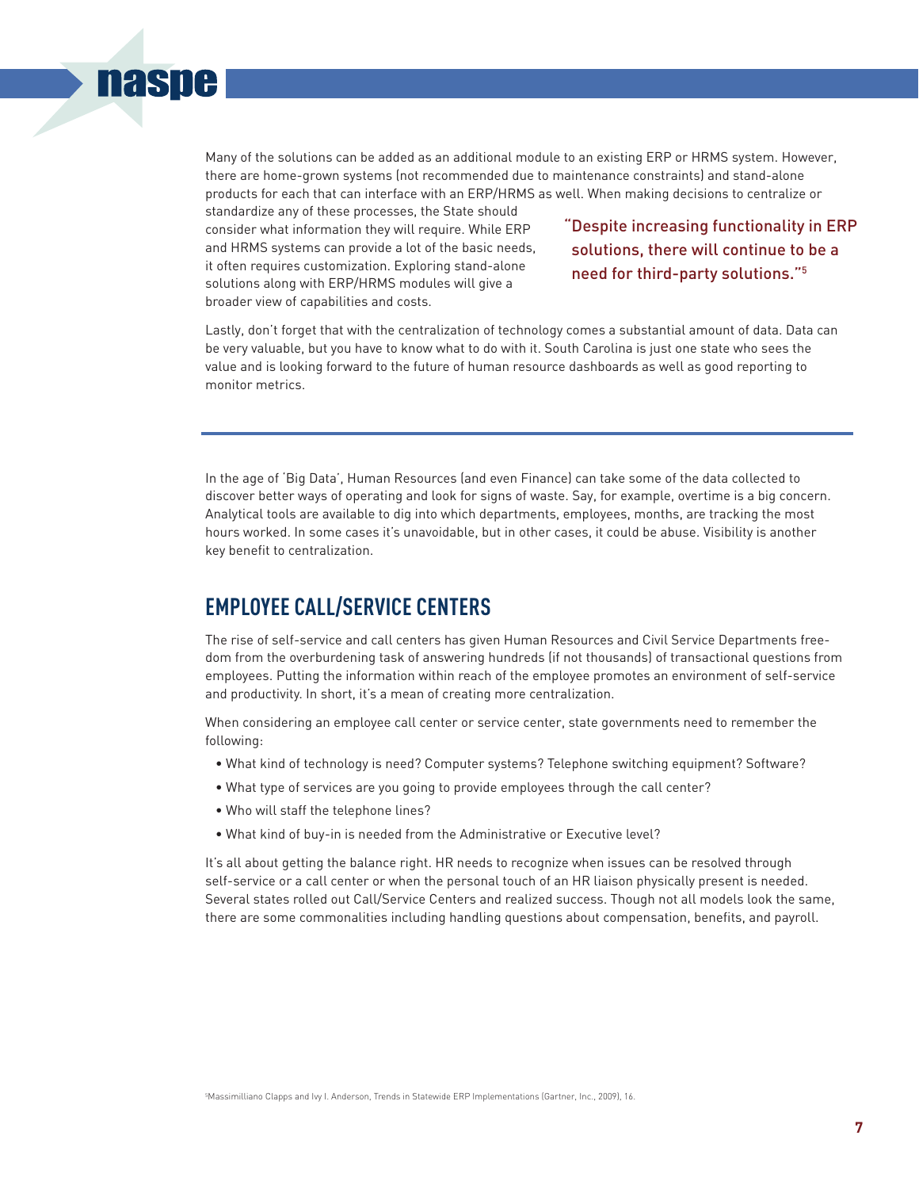Many of the solutions can be added as an additional module to an existing ERP or HRMS system. However, there are home-grown systems (not recommended due to maintenance constraints) and stand-alone products for each that can interface with an ERP/HRMS as well. When making decisions to centralize or standardize any of these processes, the State should consider what information they will require. While ERP and HRMS systems can provide a lot of the basic needs, it often requires customization. Exploring stand-alone solutions along with ERP/HRMS modules will give a broader view of capabilities and costs.

> "Despite increasing functionality in ERP solutions, there will continue to be a need for third-party solutions."[5]

Lastly, don't forget that with the centralization of technology comes a substantial amount of data. Data can be very valuable, but you have to know what to do with it. South Carolina is just one state who sees the value and is looking forward to the future of human resource dashboards as well as good reporting to monitor metrics.

---

In the age of 'Big Data', Human Resources (and even Finance) can take some of the data collected to discover better ways of operating and look for signs of waste. Say, for example, overtime is a big concern. Analytical tools are available to dig into which departments, employees, months, are tracking the most hours worked. In some cases it's unavoidable, but in other cases, it could be abuse. Visibility is another key benefit to centralization.

## EMPLOYEE CALL/SERVICE CENTERS

The rise of self-service and call centers has given Human Resources and Civil Service Departments freedom from the overburdening task of answering hundreds (if not thousands) of transactional questions from employees. Putting the information within reach of the employee promotes an environment of self-service and productivity. In short, it's a mean of creating more centralization.

When considering an employee call center or service center, state governments need to remember the following:

- What kind of technology is need? Computer systems? Telephone switching equipment? Software?
- What type of services are you going to provide employees through the call center?
- Who will staff the telephone lines?
- What kind of buy-in is needed from the Administrative or Executive level?

It's all about getting the balance right. HR needs to recognize when issues can be resolved through self-service or a call center or when the personal touch of an HR liaison physically present is needed. Several states rolled out Call/Service Centers and realized success. Though not all models look the same, there are some commonalities including handling questions about compensation, benefits, and payroll.

[5] Massimilliano Clapps and Ivy I. Anderson, Trends in Statewide ERP Implementations (Gartner, Inc., 2009), 16.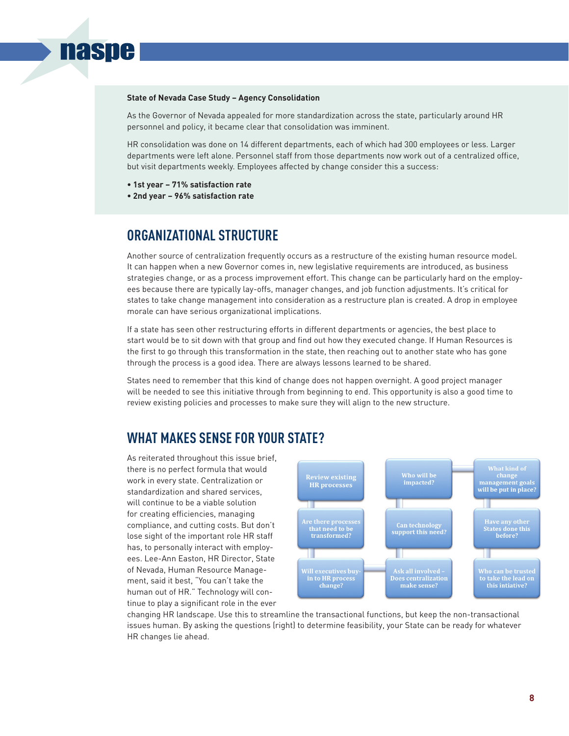**State of Nevada Case Study – Agency Consolidation**

As the Governor of Nevada appealed for more standardization across the state, particularly around HR personnel and policy, it became clear that consolidation was imminent.

HR consolidation was done on 14 different departments, each of which had 300 employees or less. Larger departments were left alone. Personnel staff from those departments now work out of a centralized office, but visit departments weekly. Employees affected by change consider this a success:

- **1st year – 71% satisfaction rate**
- **2nd year – 96% satisfaction rate**

## ORGANIZATIONAL STRUCTURE

Another source of centralization frequently occurs as a restructure of the existing human resource model. It can happen when a new Governor comes in, new legislative requirements are introduced, as business strategies change, or as a process improvement effort. This change can be particularly hard on the employees because there are typically lay-offs, manager changes, and job function adjustments. It's critical for states to take change management into consideration as a restructure plan is created. A drop in employee morale can have serious organizational implications.

If a state has seen other restructuring efforts in different departments or agencies, the best place to start would be to sit down with that group and find out how they executed change. If Human Resources is the first to go through this transformation in the state, then reaching out to another state who has gone through the process is a good idea. There are always lessons learned to be shared.

States need to remember that this kind of change does not happen overnight. A good project manager will be needed to see this initiative through from beginning to end. This opportunity is also a good time to review existing policies and processes to make sure they will align to the new structure.

## WHAT MAKES SENSE FOR YOUR STATE?

As reiterated throughout this issue brief, there is no perfect formula that would work in every state. Centralization or standardization and shared services, will continue to be a viable solution for creating efficiencies, managing compliance, and cutting costs. But don't lose sight of the important role HR staff has, to personally interact with employees. Lee-Ann Easton, HR Director, State of Nevada, Human Resource Management, said it best, "You can't take the human out of HR." Technology will continue to play a significant role in the ever changing HR landscape. Use this to streamline the transactional functions, but keep the non-transactional issues human. By asking the questions (right) to determine feasibility, your State can be ready for whatever HR changes lie ahead.

Review existing HR processes

Who will be impacted?

What kind of change management goals will be put in place?

Are there processes that need to be transformed?

Can technology support this need?

Have any other States done this before?

Will executives buy-in to HR process change?

Ask all involved – Does centralization make sense?

Who can be trusted to take the lead on this intiative?